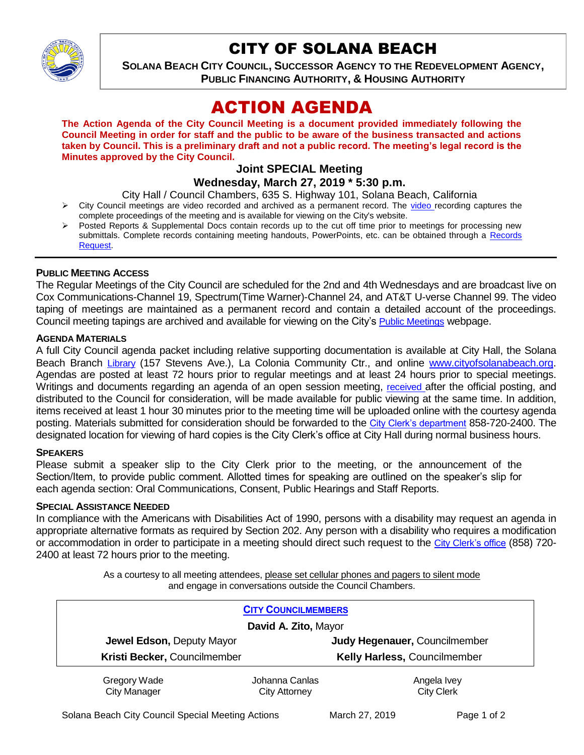# CITY OF SOLANA BEACH

**SOLANA BEACH CITY COUNCIL, SUCCESSOR AGENCY TO THE REDEVELOPMENT AGENCY, PUBLIC FINANCING AUTHORITY, & HOUSING AUTHORITY**

# ACTION AGENDA

**The Action Agenda of the City Council Meeting is a document provided immediately following the Council Meeting in order for staff and the public to be aware of the business transacted and actions taken by Council. This is a preliminary draft and not a public record. The meeting's legal record is the Minutes approved by the City Council.**

### Joint SPECIAL Meeting
### Wednesday, March 27, 2019 * 5:30 p.m.

City Hall / Council Chambers, 635 S. Highway 101, Solana Beach, California

- City Council meetings are video recorded and archived as a permanent record. The video recording captures the complete proceedings of the meeting and is available for viewing on the City's website.
- Posted Reports & Supplemental Docs contain records up to the cut off time prior to meetings for processing new submittals. Complete records containing meeting handouts, PowerPoints, etc. can be obtained through a Records Request.

---

**PUBLIC MEETING ACCESS**

The Regular Meetings of the City Council are scheduled for the 2nd and 4th Wednesdays and are broadcast live on Cox Communications-Channel 19, Spectrum(Time Warner)-Channel 24, and AT&T U-verse Channel 99. The video taping of meetings are maintained as a permanent record and contain a detailed account of the proceedings. Council meeting tapings are archived and available for viewing on the City's Public Meetings webpage.

**AGENDA MATERIALS**

A full City Council agenda packet including relative supporting documentation is available at City Hall, the Solana Beach Branch Library (157 Stevens Ave.), La Colonia Community Ctr., and online www.cityofsolanabeach.org. Agendas are posted at least 72 hours prior to regular meetings and at least 24 hours prior to special meetings. Writings and documents regarding an agenda of an open session meeting, received after the official posting, and distributed to the Council for consideration, will be made available for public viewing at the same time. In addition, items received at least 1 hour 30 minutes prior to the meeting time will be uploaded online with the courtesy agenda posting. Materials submitted for consideration should be forwarded to the City Clerk's department 858-720-2400. The designated location for viewing of hard copies is the City Clerk's office at City Hall during normal business hours.

**SPEAKERS**

Please submit a speaker slip to the City Clerk prior to the meeting, or the announcement of the Section/Item, to provide public comment. Allotted times for speaking are outlined on the speaker's slip for each agenda section: Oral Communications, Consent, Public Hearings and Staff Reports.

**SPECIAL ASSISTANCE NEEDED**

In compliance with the Americans with Disabilities Act of 1990, persons with a disability may request an agenda in appropriate alternative formats as required by Section 202. Any person with a disability who requires a modification or accommodation in order to participate in a meeting should direct such request to the City Clerk's office (858) 720-2400 at least 72 hours prior to the meeting.

As a courtesy to all meeting attendees, please set cellular phones and pagers to silent mode and engage in conversations outside the Council Chambers.

| CITY COUNCILMEMBERS | |
|---|---|
| **David A. Zito,** Mayor | |
| **Jewel Edson,** Deputy Mayor | **Judy Hegenauer,** Councilmember |
| **Kristi Becker,** Councilmember | **Kelly Harless,** Councilmember |

| Gregory Wade | Johanna Canlas | Angela Ivey |
|---|---|---|
| City Manager | City Attorney | City Clerk |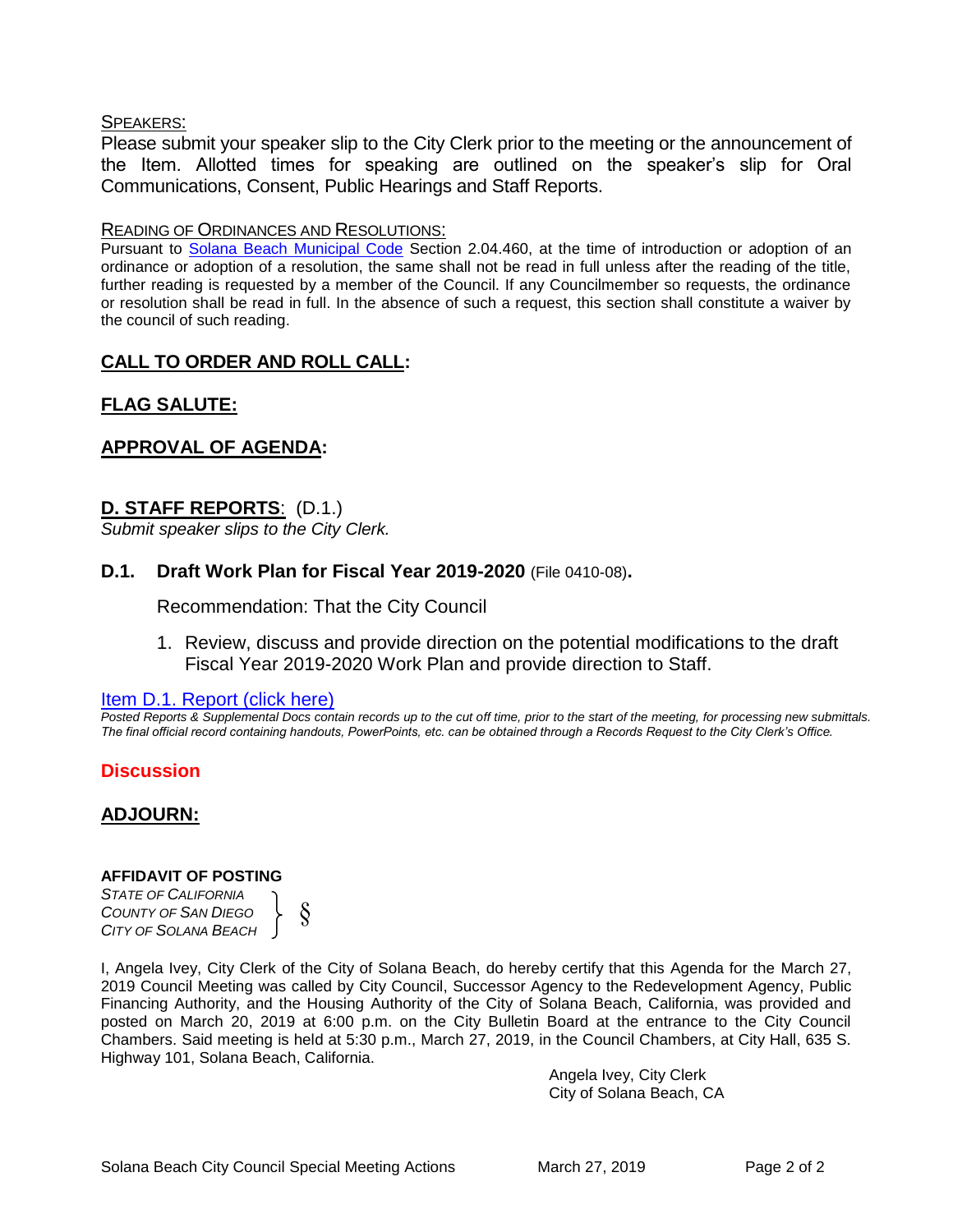SPEAKERS:

Please submit your speaker slip to the City Clerk prior to the meeting or the announcement of the Item. Allotted times for speaking are outlined on the speaker's slip for Oral Communications, Consent, Public Hearings and Staff Reports.

READING OF ORDINANCES AND RESOLUTIONS:

Pursuant to Solana Beach Municipal Code Section 2.04.460, at the time of introduction or adoption of an ordinance or adoption of a resolution, the same shall not be read in full unless after the reading of the title, further reading is requested by a member of the Council. If any Councilmember so requests, the ordinance or resolution shall be read in full. In the absence of such a request, this section shall constitute a waiver by the council of such reading.

## CALL TO ORDER AND ROLL CALL:

## FLAG SALUTE:

## APPROVAL OF AGENDA:

## D. STAFF REPORTS: (D.1.)

*Submit speaker slips to the City Clerk.*

### D.1. Draft Work Plan for Fiscal Year 2019-2020 (File 0410-08).

Recommendation: That the City Council

1. Review, discuss and provide direction on the potential modifications to the draft Fiscal Year 2019-2020 Work Plan and provide direction to Staff.

Item D.1. Report (click here)

*Posted Reports & Supplemental Docs contain records up to the cut off time, prior to the start of the meeting, for processing new submittals. The final official record containing handouts, PowerPoints, etc. can be obtained through a Records Request to the City Clerk's Office.*

**Discussion**

## ADJOURN:

**AFFIDAVIT OF POSTING**

*STATE OF CALIFORNIA*
*COUNTY OF SAN DIEGO* } §
*CITY OF SOLANA BEACH*

I, Angela Ivey, City Clerk of the City of Solana Beach, do hereby certify that this Agenda for the March 27, 2019 Council Meeting was called by City Council, Successor Agency to the Redevelopment Agency, Public Financing Authority, and the Housing Authority of the City of Solana Beach, California, was provided and posted on March 20, 2019 at 6:00 p.m. on the City Bulletin Board at the entrance to the City Council Chambers. Said meeting is held at 5:30 p.m., March 27, 2019, in the Council Chambers, at City Hall, 635 S. Highway 101, Solana Beach, California.

Angela Ivey, City Clerk
City of Solana Beach, CA